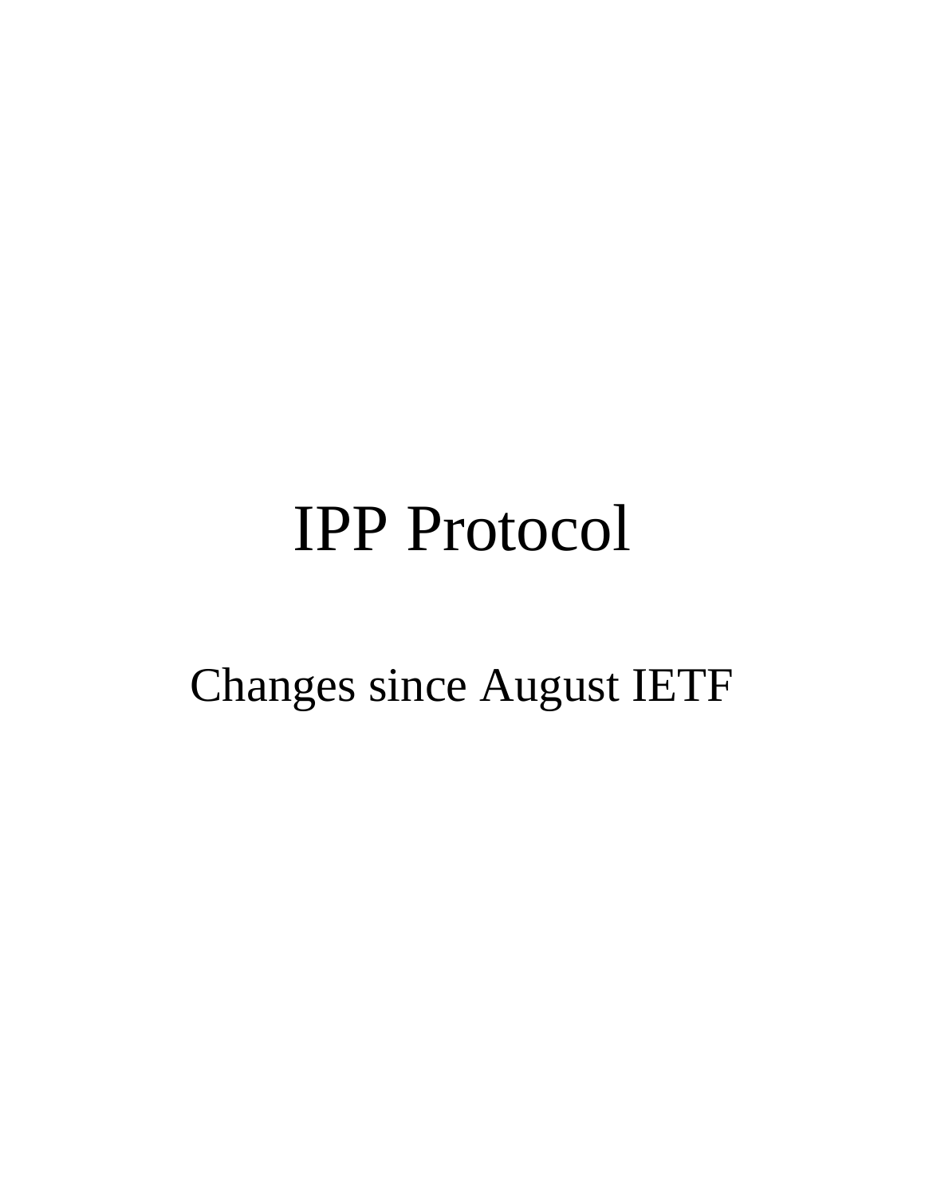# IPP Protocol

## Changes since August IETF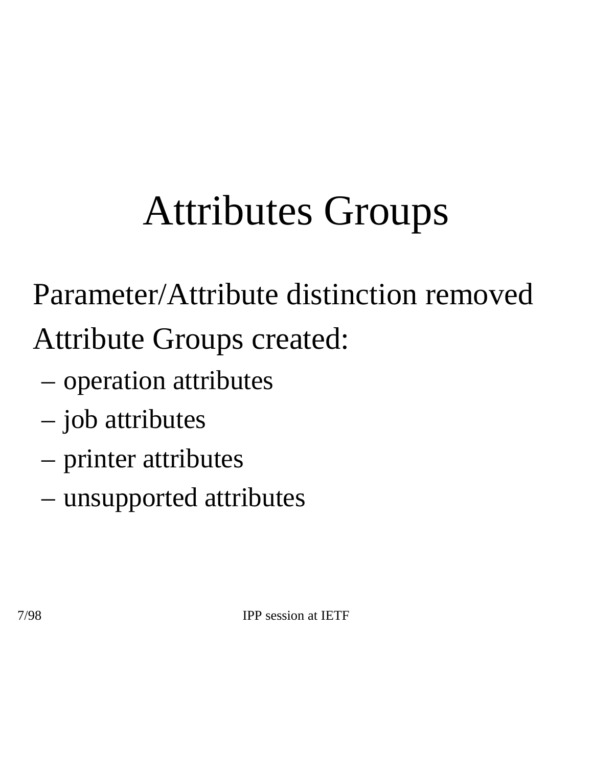# Attributes Groups

Parameter/Attribute distinction removed

Attribute Groups created:

- operation attributes
- job attributes
- printer attributes
- unsupported attributes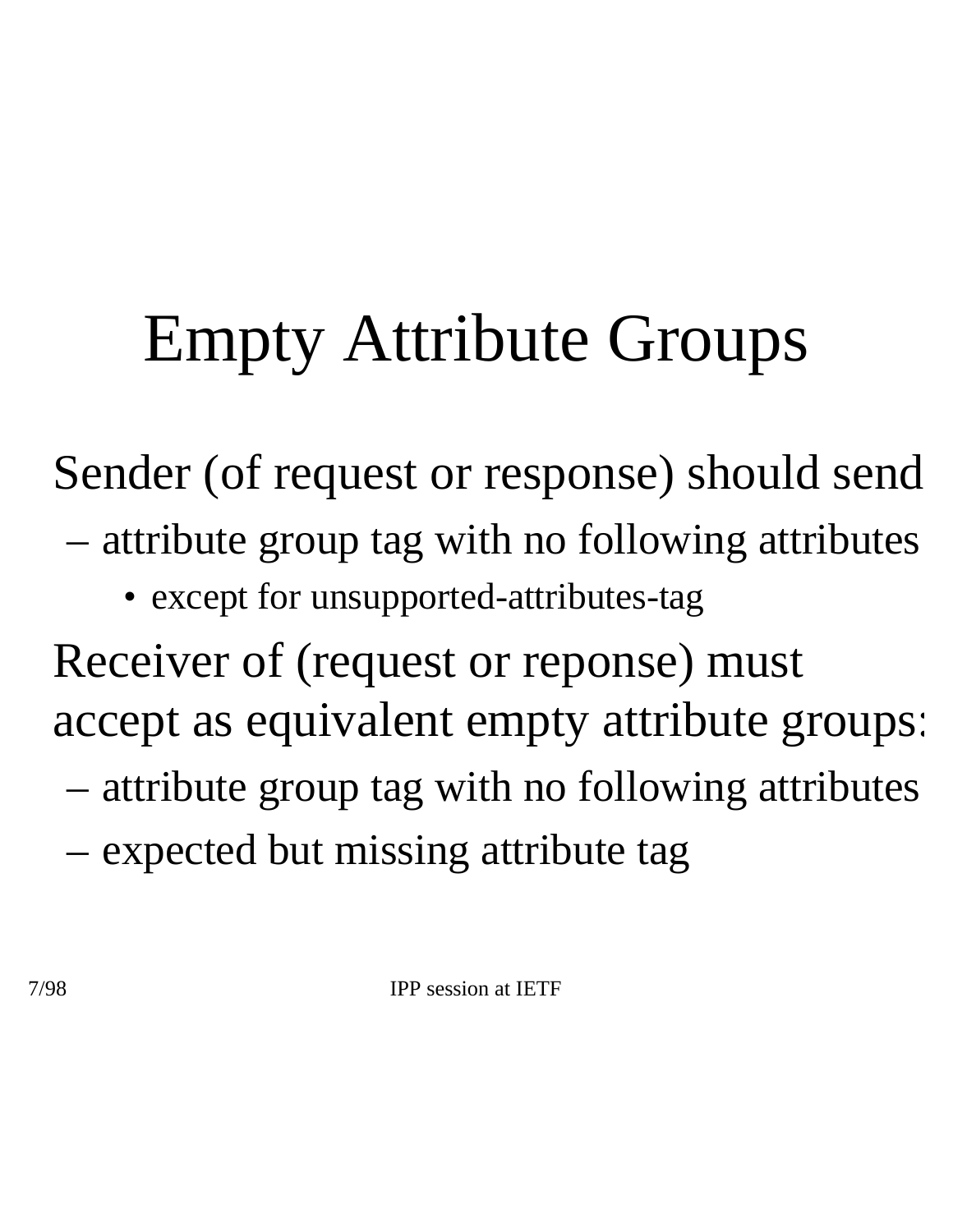# Empty Attribute Groups

- Sender (of request or response) should send
  - attribute group tag with no following attributes
    - except for unsupported-attributes-tag
- Receiver of (request or reponse) must accept as equivalent empty attribute groups:
  - attribute group tag with no following attributes
  - expected but missing attribute tag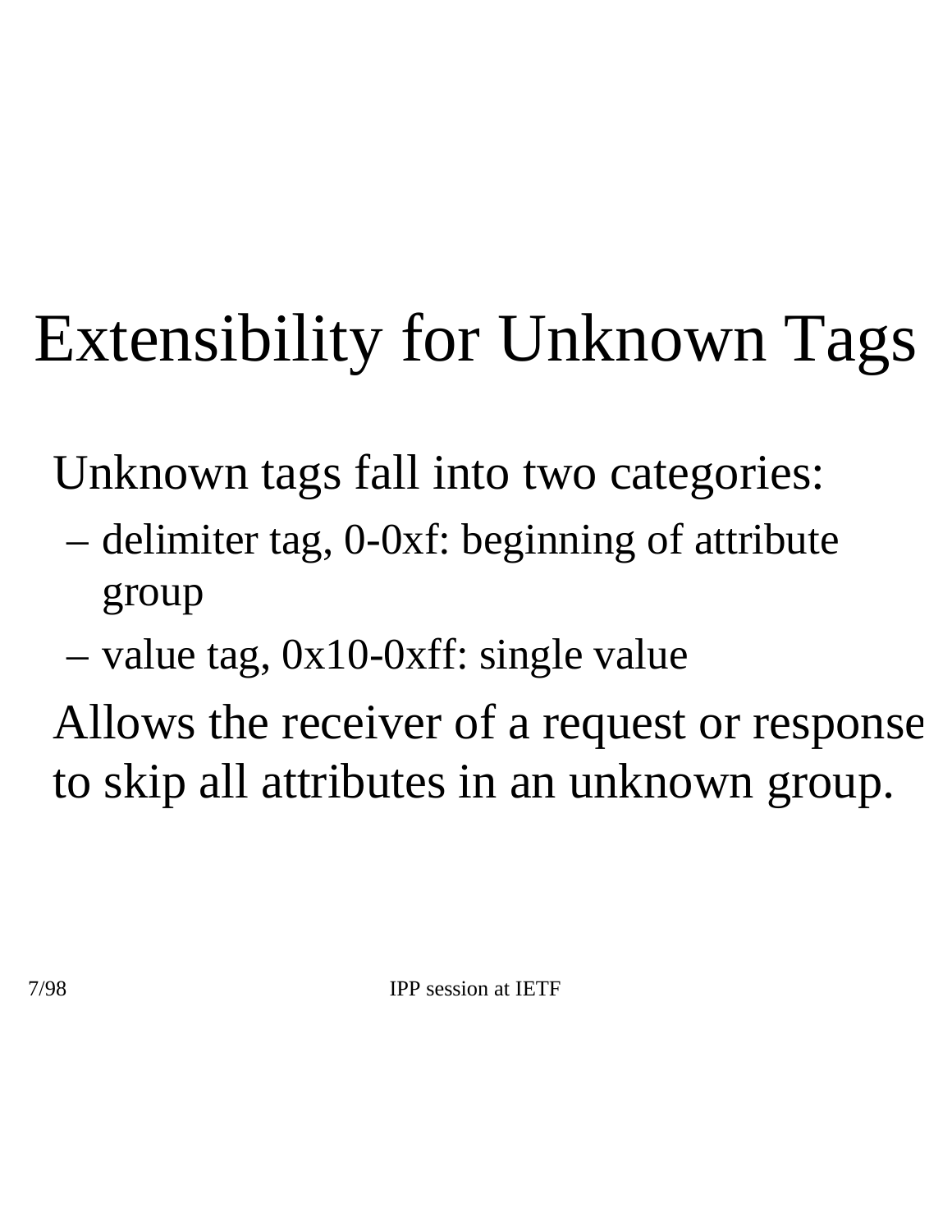# Extensibility for Unknown Tags

Unknown tags fall into two categories:

- delimiter tag, 0-0xf: beginning of attribute group
- value tag, 0x10-0xff: single value

Allows the receiver of a request or response to skip all attributes in an unknown group.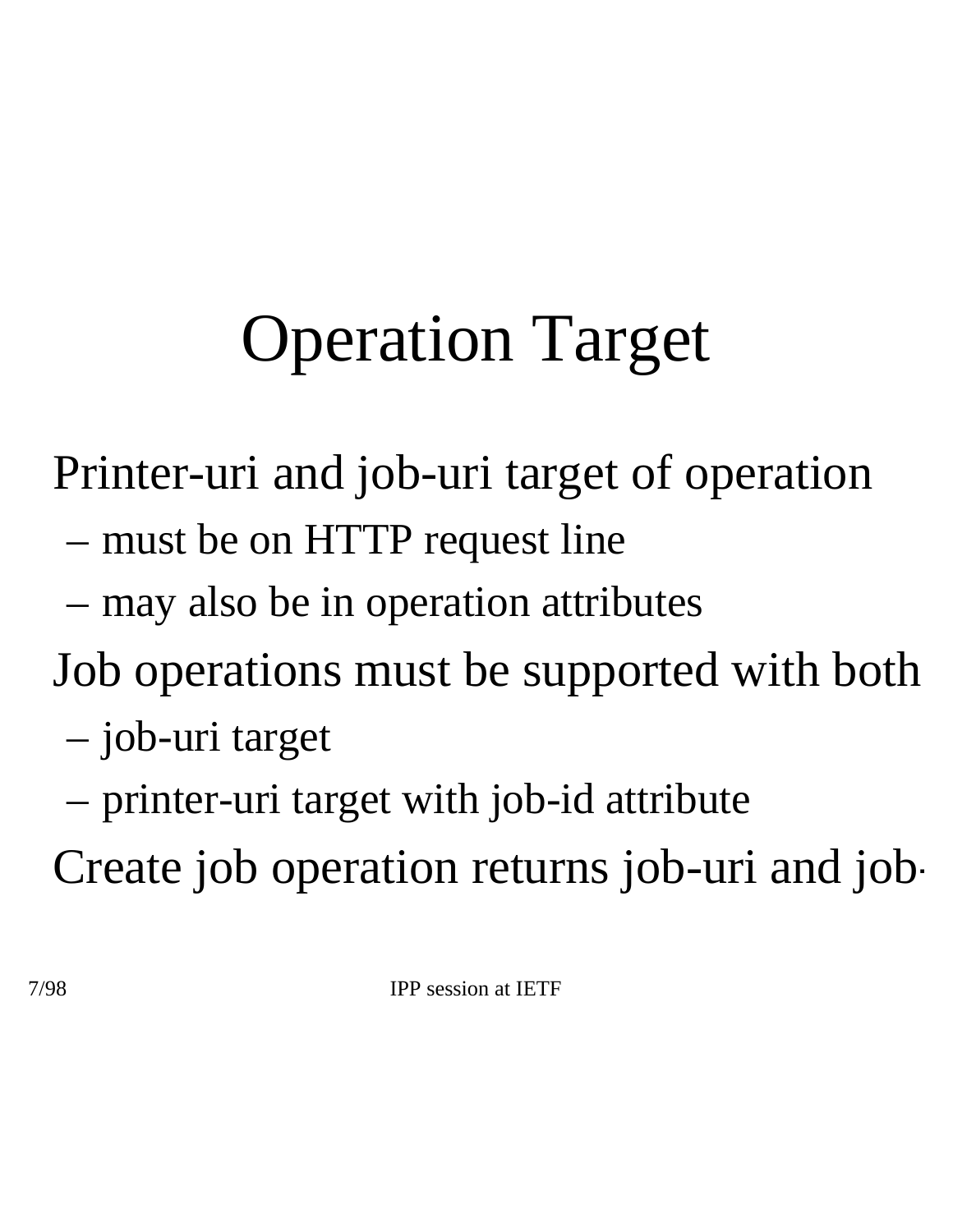# Operation Target

- Printer-uri and job-uri target of operation
  - must be on HTTP request line
  - may also be in operation attributes
- Job operations must be supported with both
  - job-uri target
  - printer-uri target with job-id attribute
- Create job operation returns job-uri and job-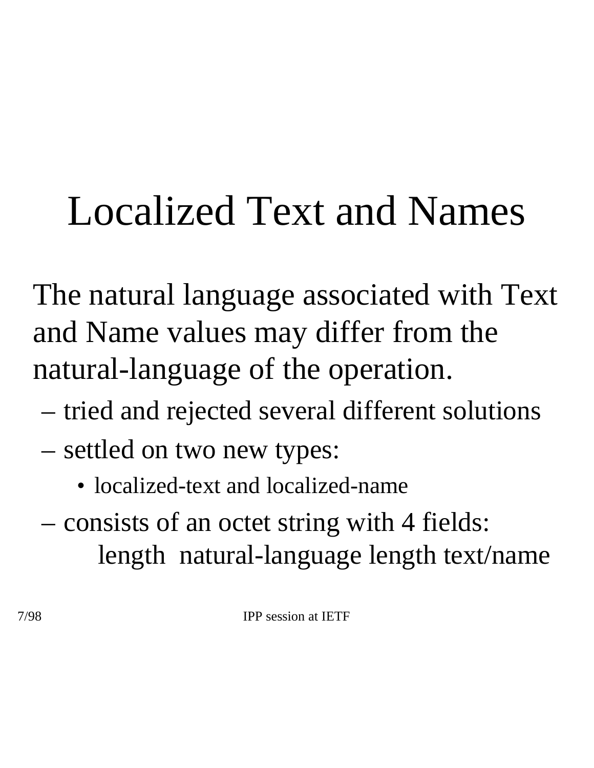# Localized Text and Names

The natural language associated with Text and Name values may differ from the natural-language of the operation.

- tried and rejected several different solutions
- settled on two new types:
  - localized-text and localized-name
- consists of an octet string with 4 fields:
  length natural-language length text/name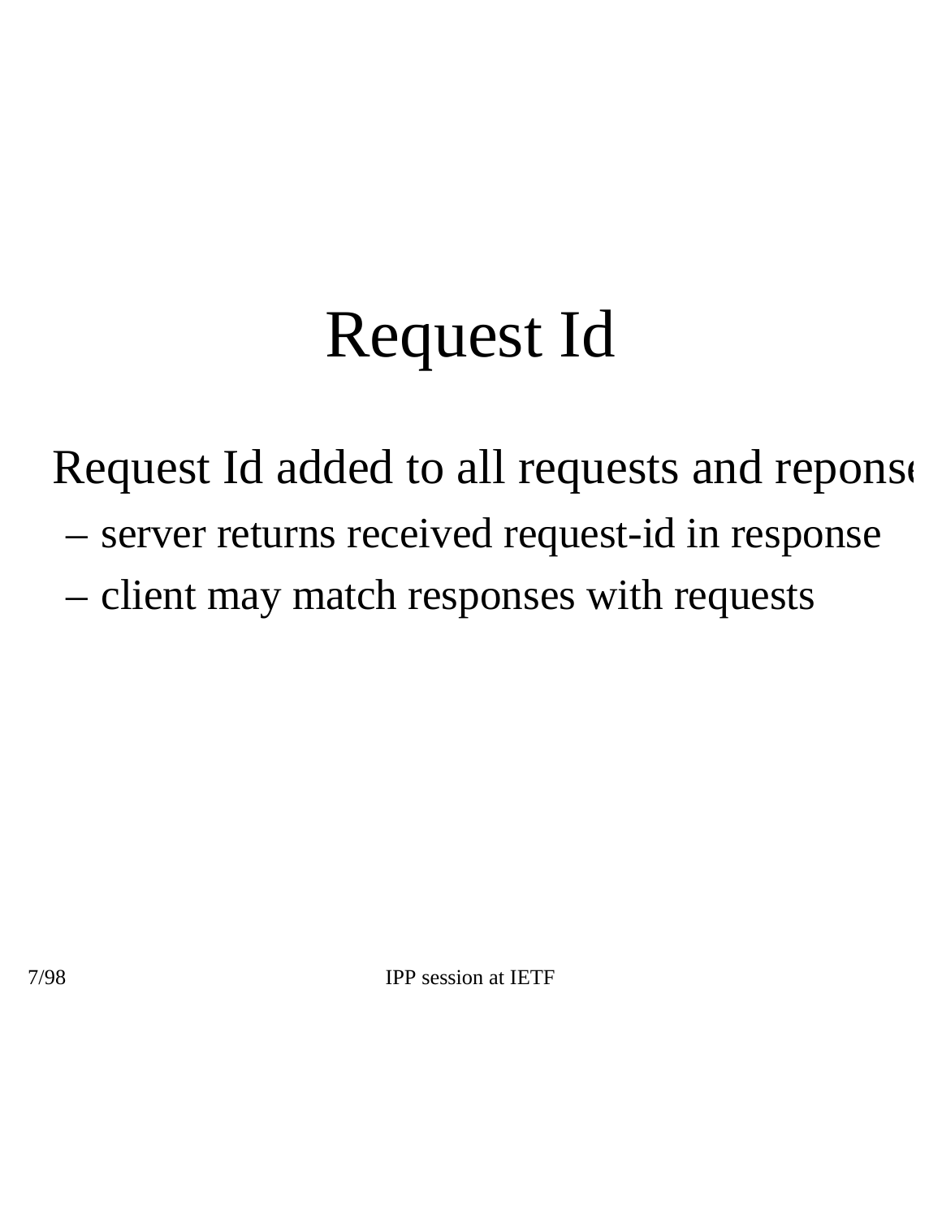# Request Id

- Request Id added to all requests and reponse
  - server returns received request-id in response
  - client may match responses with requests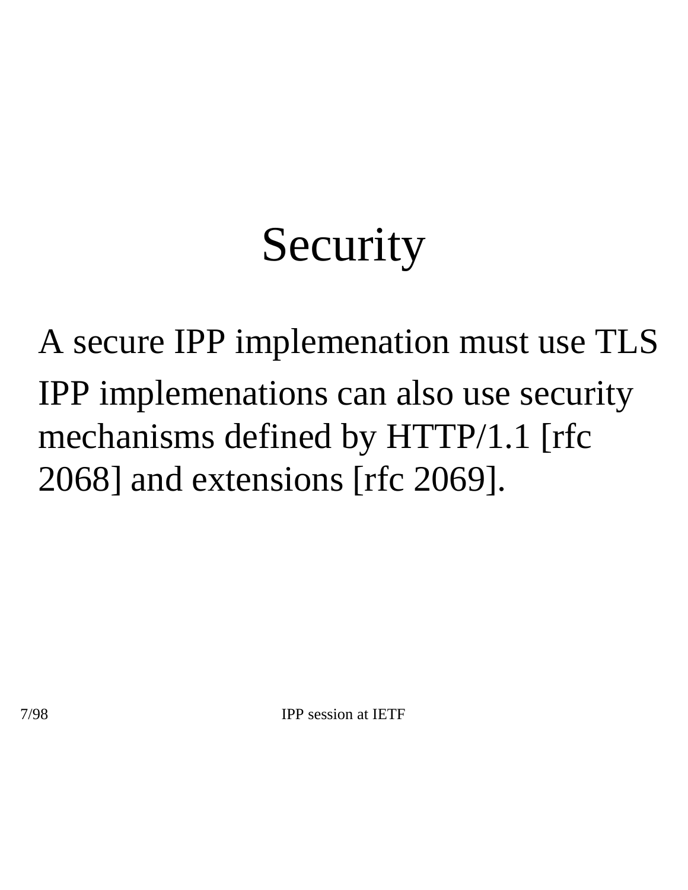# Security

A secure IPP implemenation must use TLS

IPP implemenations can also use security mechanisms defined by HTTP/1.1 [rfc 2068] and extensions [rfc 2069].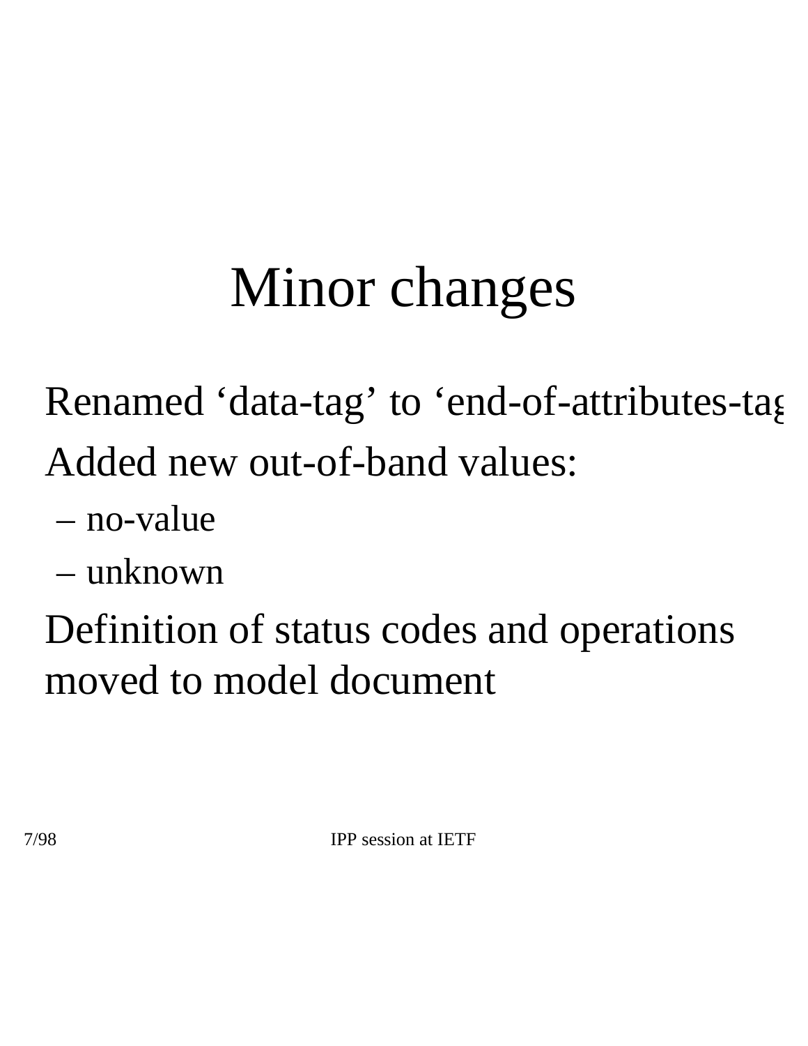# Minor changes

- Renamed ‘data-tag’ to ‘end-of-attributes-tag
- Added new out-of-band values:
  - no-value
  - unknown
- Definition of status codes and operations moved to model document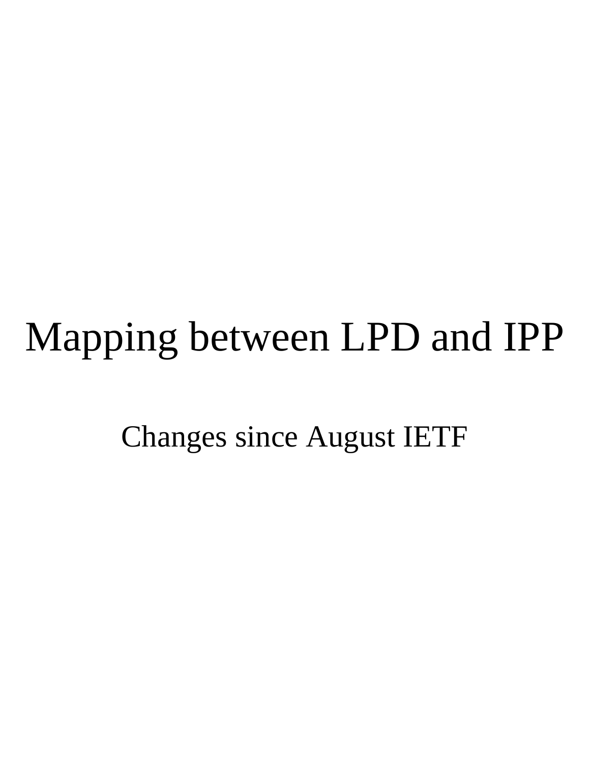# Mapping between LPD and IPP

Changes since August IETF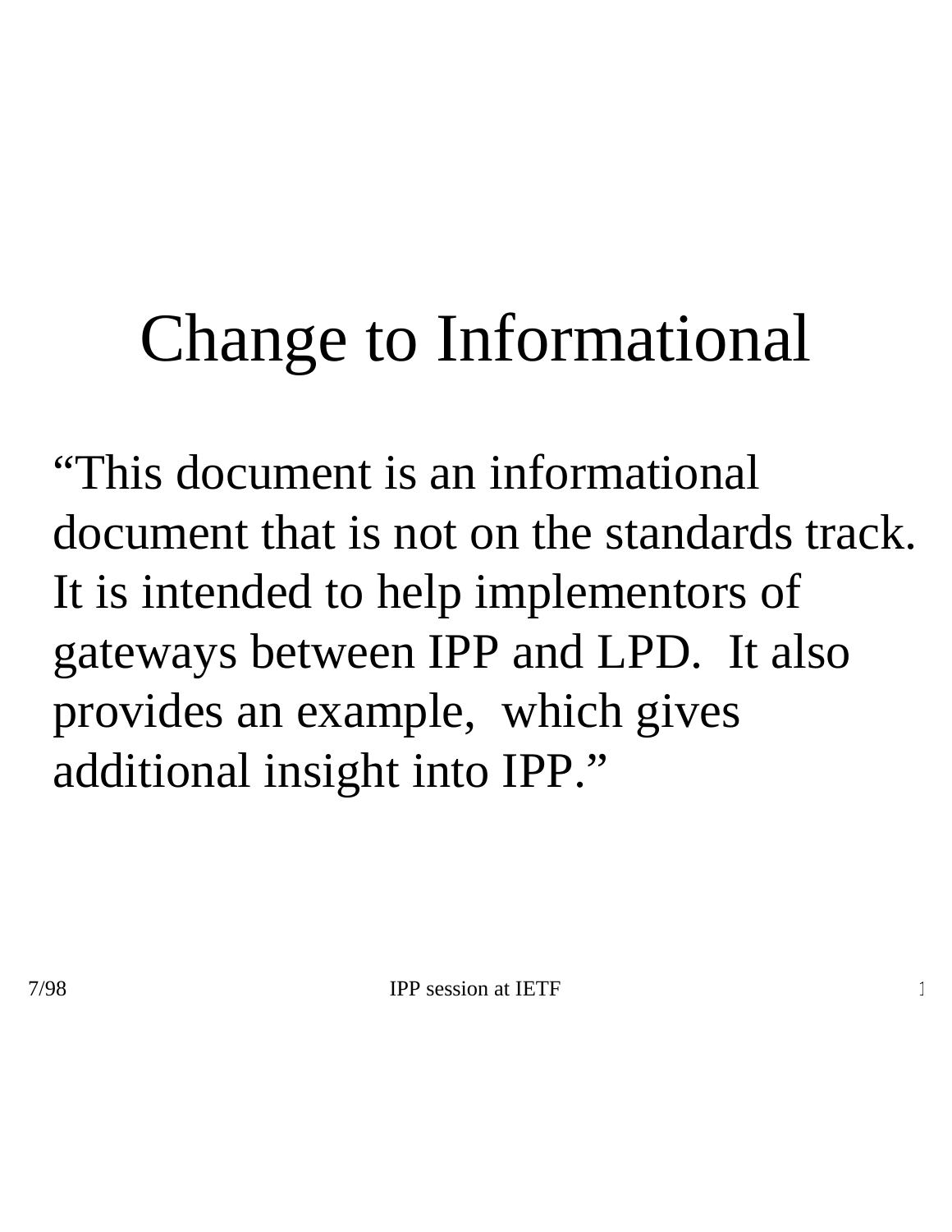# Change to Informational

"This document is an informational document that is not on the standards track. It is intended to help implementors of gateways between IPP and LPD. It also provides an example, which gives additional insight into IPP."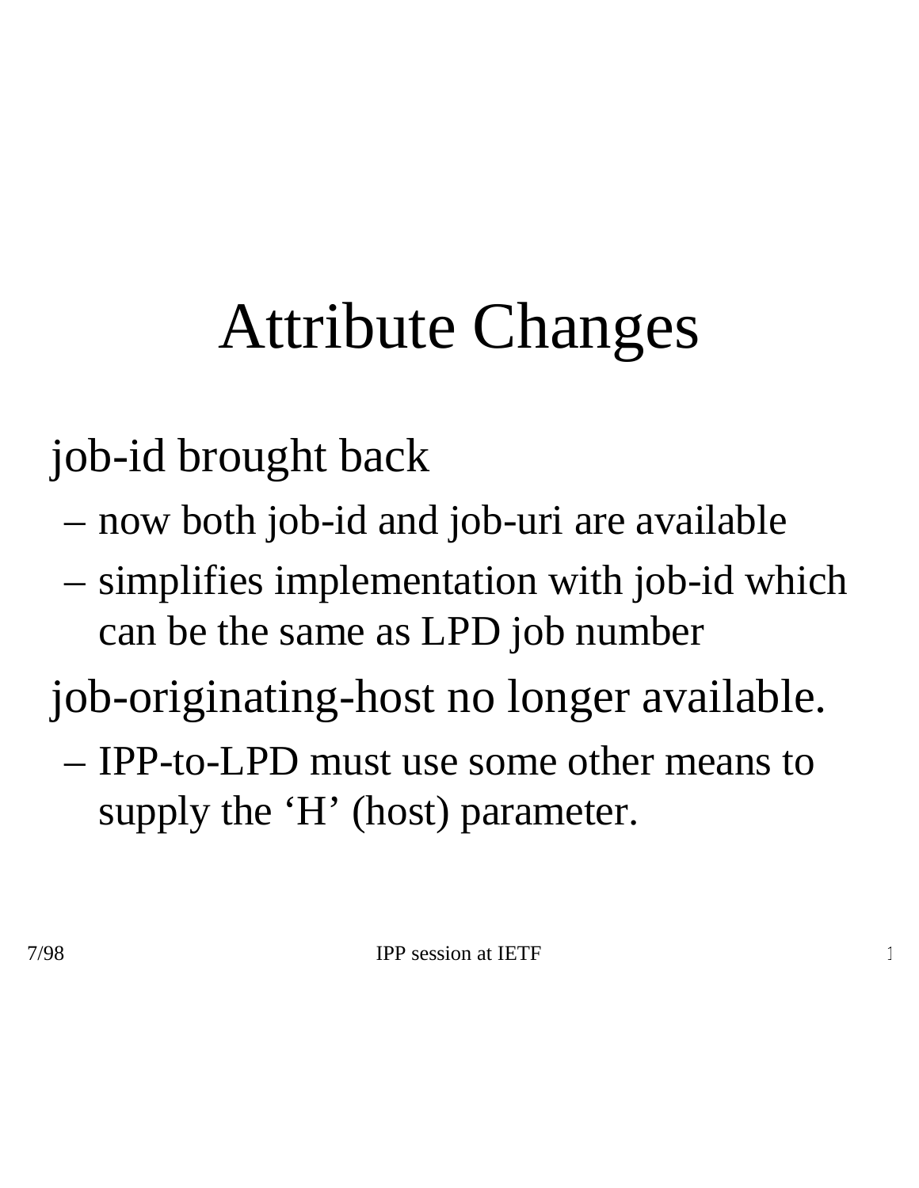# Attribute Changes

- job-id brought back
  - now both job-id and job-uri are available
  - simplifies implementation with job-id which can be the same as LPD job number
- job-originating-host no longer available.
  - IPP-to-LPD must use some other means to supply the ‘H’ (host) parameter.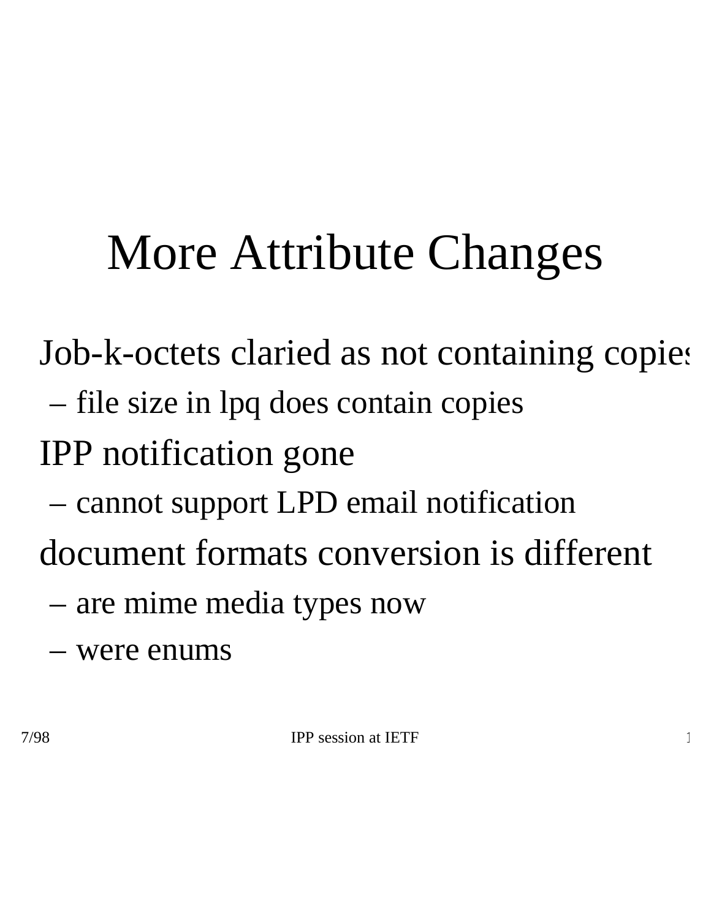# More Attribute Changes

- Job-k-octets claried as not containing copies
  - file size in lpq does contain copies
- IPP notification gone
  - cannot support LPD email notification
- document formats conversion is different
  - are mime media types now
  - were enums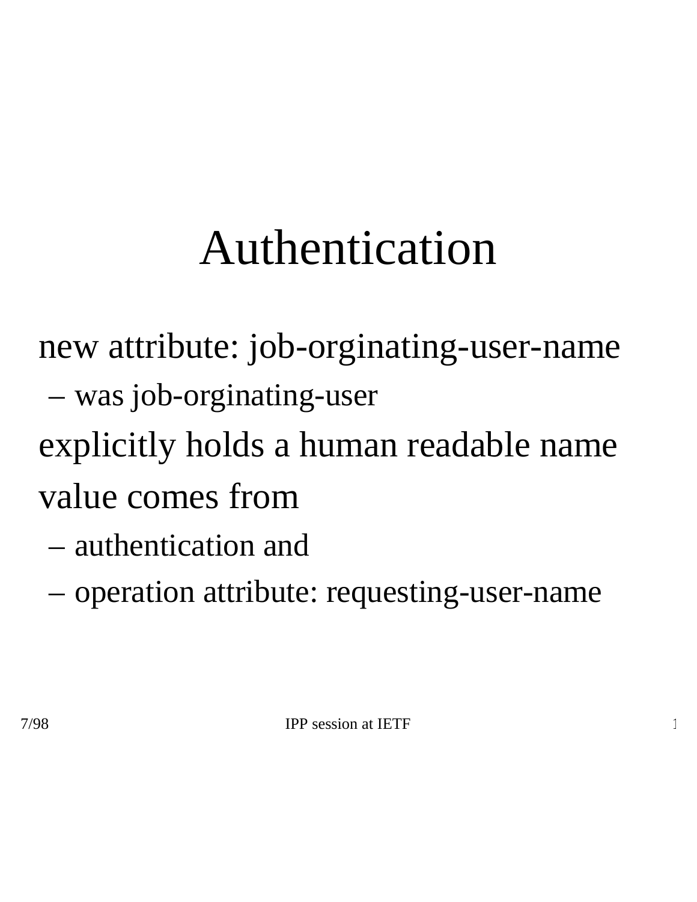# Authentication

- new attribute: job-orginating-user-name
  - was job-orginating-user
- explicitly holds a human readable name
- value comes from
  - authentication and
  - operation attribute: requesting-user-name